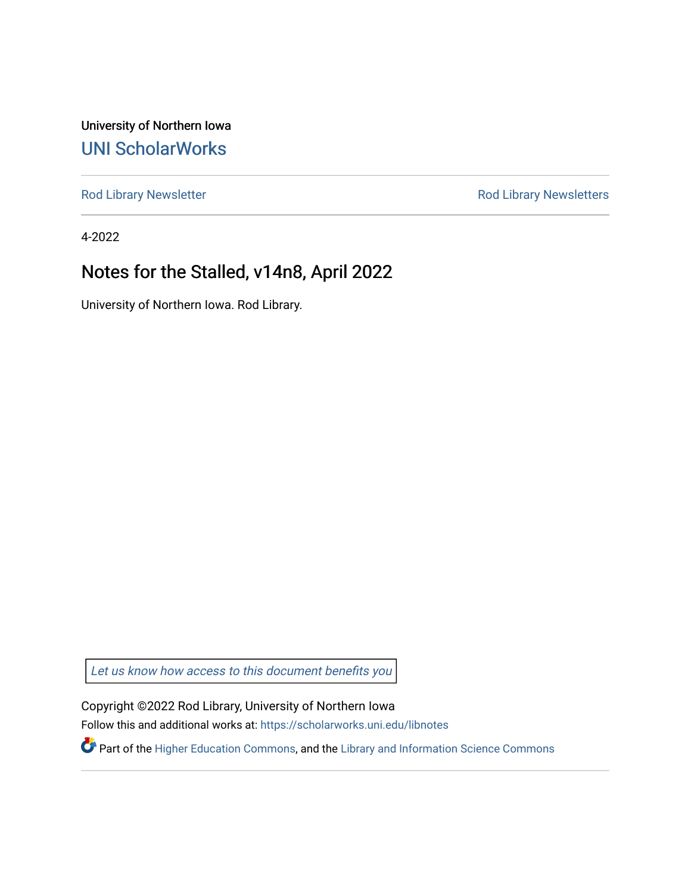University of Northern Iowa

UNI ScholarWorks

Rod Library Newsletter | Rod Library Newsletters

4-2022

# Notes for the Stalled, v14n8, April 2022

University of Northern Iowa. Rod Library.

*Let us know how access to this document benefits you*

Copyright ©2022 Rod Library, University of Northern Iowa

Follow this and additional works at: https://scholarworks.uni.edu/libnotes

Part of the Higher Education Commons, and the Library and Information Science Commons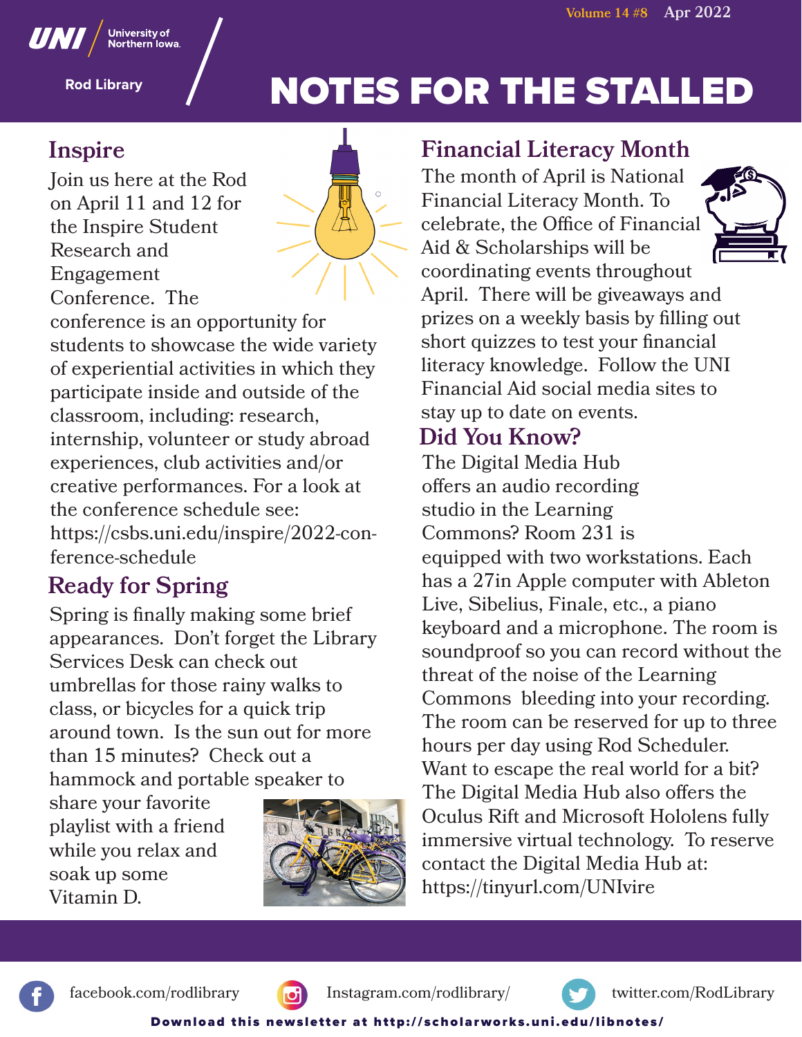# NOTES FOR THE STALLED

UNI University of Northern Iowa

Rod Library

Volume 14 #8 Apr 2022

## Inspire

Join us here at the Rod on April 11 and 12 for the Inspire Student Research and Engagement Conference. The conference is an opportunity for students to showcase the wide variety of experiential activities in which they participate inside and outside of the classroom, including: research, internship, volunteer or study abroad experiences, club activities and/or creative performances. For a look at the conference schedule see: https://csbs.uni.edu/inspire/2022-conference-schedule

## Ready for Spring

Spring is finally making some brief appearances. Don't forget the Library Services Desk can check out umbrellas for those rainy walks to class, or bicycles for a quick trip around town. Is the sun out for more than 15 minutes? Check out a hammock and portable speaker to share your favorite playlist with a friend while you relax and soak up some Vitamin D.

## Financial Literacy Month

The month of April is National Financial Literacy Month. To celebrate, the Office of Financial Aid & Scholarships will be coordinating events throughout April. There will be giveaways and prizes on a weekly basis by filling out short quizzes to test your financial literacy knowledge. Follow the UNI Financial Aid social media sites to stay up to date on events.

## Did You Know?

The Digital Media Hub offers an audio recording studio in the Learning Commons? Room 231 is equipped with two workstations. Each has a 27in Apple computer with Ableton Live, Sibelius, Finale, etc., a piano keyboard and a microphone. The room is soundproof so you can record without the threat of the noise of the Learning Commons bleeding into your recording. The room can be reserved for up to three hours per day using Rod Scheduler. Want to escape the real world for a bit? The Digital Media Hub also offers the Oculus Rift and Microsoft Hololens fully immersive virtual technology. To reserve contact the Digital Media Hub at: https://tinyurl.com/UNIvire

facebook.com/rodlibrary Instagram.com/rodlibrary/ twitter.com/RodLibrary

**Download this newsletter at http://scholarworks.uni.edu/libnotes/**